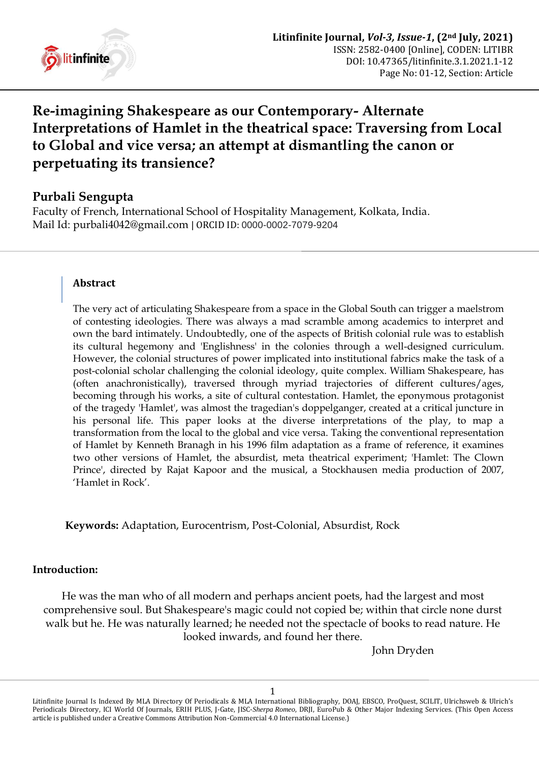# Re-imagining Shakespeare as our Contemporary- Alternate Interpretations of Hamlet in the theatrical space: Traversing from Local to Global and vice versa; an attempt at dismantling the canon or perpetuating its transience?

## Purbali Sengupta

Faculty of French, International School of Hospitality Management, Kolkata, India.
Mail Id: purbali4042@gmail.com | ORCID ID: 0000-0002-7079-9204

### Abstract

The very act of articulating Shakespeare from a space in the Global South can trigger a maelstrom of contesting ideologies. There was always a mad scramble among academics to interpret and own the bard intimately. Undoubtedly, one of the aspects of British colonial rule was to establish its cultural hegemony and 'Englishness' in the colonies through a well-designed curriculum. However, the colonial structures of power implicated into institutional fabrics make the task of a post-colonial scholar challenging the colonial ideology, quite complex. William Shakespeare, has (often anachronistically), traversed through myriad trajectories of different cultures/ages, becoming through his works, a site of cultural contestation. Hamlet, the eponymous protagonist of the tragedy 'Hamlet', was almost the tragedian's doppelganger, created at a critical juncture in his personal life. This paper looks at the diverse interpretations of the play, to map a transformation from the local to the global and vice versa. Taking the conventional representation of Hamlet by Kenneth Branagh in his 1996 film adaptation as a frame of reference, it examines two other versions of Hamlet, the absurdist, meta theatrical experiment; 'Hamlet: The Clown Prince', directed by Rajat Kapoor and the musical, a Stockhausen media production of 2007, 'Hamlet in Rock'.

**Keywords:** Adaptation, Eurocentrism, Post-Colonial, Absurdist, Rock

### Introduction:

> He was the man who of all modern and perhaps ancient poets, had the largest and most comprehensive soul. But Shakespeare's magic could not copied be; within that circle none durst walk but he. He was naturally learned; he needed not the spectacle of books to read nature. He looked inwards, and found her there.
>
> John Dryden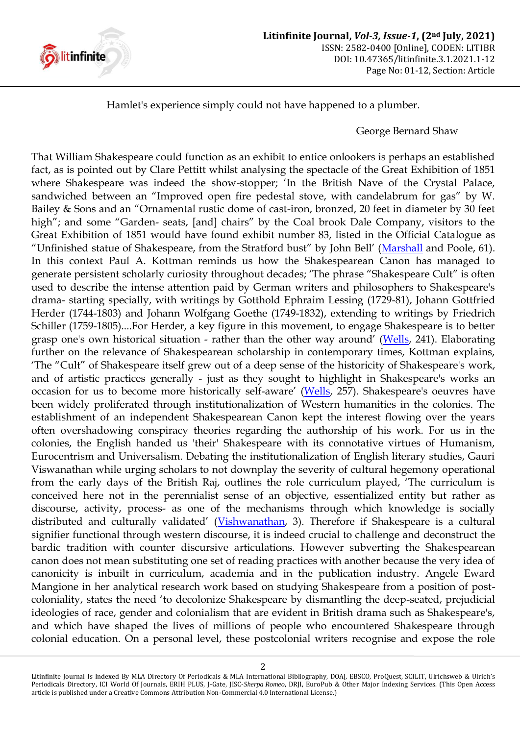Hamlet's experience simply could not have happened to a plumber.

George Bernard Shaw

That William Shakespeare could function as an exhibit to entice onlookers is perhaps an established fact, as is pointed out by Clare Pettitt whilst analysing the spectacle of the Great Exhibition of 1851 where Shakespeare was indeed the show-stopper; 'In the British Nave of the Crystal Palace, sandwiched between an "Improved open fire pedestal stove, with candelabrum for gas" by W. Bailey & Sons and an "Ornamental rustic dome of cast-iron, bronzed, 20 feet in diameter by 30 feet high"; and some "Garden- seats, [and] chairs" by the Coal brook Dale Company, visitors to the Great Exhibition of 1851 would have found exhibit number 83, listed in the Official Catalogue as "Unfinished statue of Shakespeare, from the Stratford bust" by John Bell' (Marshall and Poole, 61). In this context Paul A. Kottman reminds us how the Shakespearean Canon has managed to generate persistent scholarly curiosity throughout decades; 'The phrase "Shakespeare Cult" is often used to describe the intense attention paid by German writers and philosophers to Shakespeare's drama- starting specially, with writings by Gotthold Ephraim Lessing (1729-81), Johann Gottfried Herder (1744-1803) and Johann Wolfgang Goethe (1749-1832), extending to writings by Friedrich Schiller (1759-1805)....For Herder, a key figure in this movement, to engage Shakespeare is to better grasp one's own historical situation - rather than the other way around' (Wells, 241). Elaborating further on the relevance of Shakespearean scholarship in contemporary times, Kottman explains, 'The "Cult" of Shakespeare itself grew out of a deep sense of the historicity of Shakespeare's work, and of artistic practices generally - just as they sought to highlight in Shakespeare's works an occasion for us to become more historically self-aware' (Wells, 257). Shakespeare's oeuvres have been widely proliferated through institutionalization of Western humanities in the colonies. The establishment of an independent Shakespearean Canon kept the interest flowing over the years often overshadowing conspiracy theories regarding the authorship of his work. For us in the colonies, the English handed us 'their' Shakespeare with its connotative virtues of Humanism, Eurocentrism and Universalism. Debating the institutionalization of English literary studies, Gauri Viswanathan while urging scholars to not downplay the severity of cultural hegemony operational from the early days of the British Raj, outlines the role curriculum played, 'The curriculum is conceived here not in the perennialist sense of an objective, essentialized entity but rather as discourse, activity, process- as one of the mechanisms through which knowledge is socially distributed and culturally validated' (Vishwanathan, 3). Therefore if Shakespeare is a cultural signifier functional through western discourse, it is indeed crucial to challenge and deconstruct the bardic tradition with counter discursive articulations. However subverting the Shakespearean canon does not mean substituting one set of reading practices with another because the very idea of canonicity is inbuilt in curriculum, academia and in the publication industry. Angele Eward Mangione in her analytical research work based on studying Shakespeare from a position of post-coloniality, states the need 'to decolonize Shakespeare by dismantling the deep-seated, prejudicial ideologies of race, gender and colonialism that are evident in British drama such as Shakespeare's, and which have shaped the lives of millions of people who encountered Shakespeare through colonial education. On a personal level, these postcolonial writers recognise and expose the role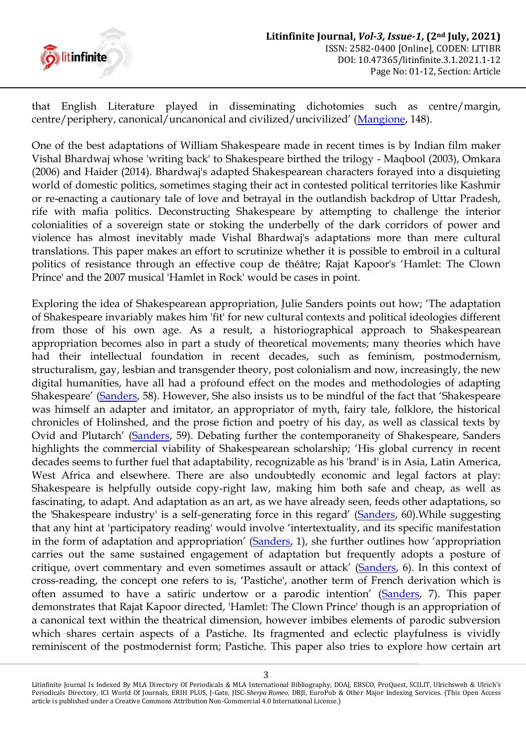that English Literature played in disseminating dichotomies such as centre/margin, centre/periphery, canonical/uncanonical and civilized/uncivilized' (Mangione, 148).

One of the best adaptations of William Shakespeare made in recent times is by Indian film maker Vishal Bhardwaj whose 'writing back' to Shakespeare birthed the trilogy - Maqbool (2003), Omkara (2006) and Haider (2014). Bhardwaj's adapted Shakespearean characters forayed into a disquieting world of domestic politics, sometimes staging their act in contested political territories like Kashmir or re-enacting a cautionary tale of love and betrayal in the outlandish backdrop of Uttar Pradesh, rife with mafia politics. Deconstructing Shakespeare by attempting to challenge the interior colonialities of a sovereign state or stoking the underbelly of the dark corridors of power and violence has almost inevitably made Vishal Bhardwaj's adaptations more than mere cultural translations. This paper makes an effort to scrutinize whether it is possible to embroil in a cultural politics of resistance through an effective coup de théâtre; Rajat Kapoor's 'Hamlet: The Clown Prince' and the 2007 musical 'Hamlet in Rock' would be cases in point.

Exploring the idea of Shakespearean appropriation, Julie Sanders points out how; 'The adaptation of Shakespeare invariably makes him 'fit' for new cultural contexts and political ideologies different from those of his own age. As a result, a historiographical approach to Shakespearean appropriation becomes also in part a study of theoretical movements; many theories which have had their intellectual foundation in recent decades, such as feminism, postmodernism, structuralism, gay, lesbian and transgender theory, post colonialism and now, increasingly, the new digital humanities, have all had a profound effect on the modes and methodologies of adapting Shakespeare' (Sanders, 58). However, She also insists us to be mindful of the fact that 'Shakespeare was himself an adapter and imitator, an appropriator of myth, fairy tale, folklore, the historical chronicles of Holinshed, and the prose fiction and poetry of his day, as well as classical texts by Ovid and Plutarch' (Sanders, 59). Debating further the contemporaneity of Shakespeare, Sanders highlights the commercial viability of Shakespearean scholarship; 'His global currency in recent decades seems to further fuel that adaptability, recognizable as his 'brand' is in Asia, Latin America, West Africa and elsewhere. There are also undoubtedly economic and legal factors at play: Shakespeare is helpfully outside copy-right law, making him both safe and cheap, as well as fascinating, to adapt. And adaptation as an art, as we have already seen, feeds other adaptations, so the 'Shakespeare industry' is a self-generating force in this regard' (Sanders, 60).While suggesting that any hint at 'participatory reading' would involve 'intertextuality, and its specific manifestation in the form of adaptation and appropriation' (Sanders, 1), she further outlines how 'appropriation carries out the same sustained engagement of adaptation but frequently adopts a posture of critique, overt commentary and even sometimes assault or attack' (Sanders, 6). In this context of cross-reading, the concept one refers to is, 'Pastiche', another term of French derivation which is often assumed to have a satiric undertow or a parodic intention' (Sanders, 7). This paper demonstrates that Rajat Kapoor directed, 'Hamlet: The Clown Prince' though is an appropriation of a canonical text within the theatrical dimension, however imbibes elements of parodic subversion which shares certain aspects of a Pastiche. Its fragmented and eclectic playfulness is vividly reminiscent of the postmodernist form; Pastiche. This paper also tries to explore how certain art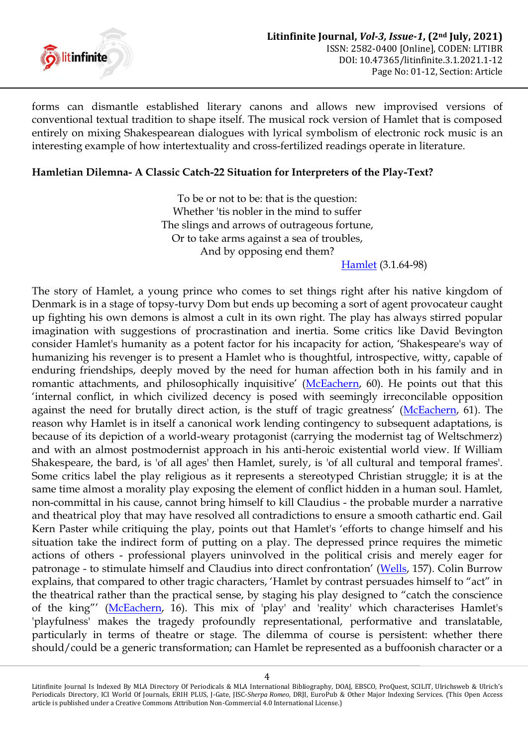forms can dismantle established literary canons and allows new improved versions of conventional textual tradition to shape itself. The musical rock version of Hamlet that is composed entirely on mixing Shakespearean dialogues with lyrical symbolism of electronic rock music is an interesting example of how intertextuality and cross-fertilized readings operate in literature.

### Hamletian Dilemna- A Classic Catch-22 Situation for Interpreters of the Play-Text?

> To be or not to be: that is the question:
> Whether 'tis nobler in the mind to suffer
> The slings and arrows of outrageous fortune,
> Or to take arms against a sea of troubles,
> And by opposing end them?
>
> Hamlet (3.1.64-98)

The story of Hamlet, a young prince who comes to set things right after his native kingdom of Denmark is in a stage of topsy-turvy Dom but ends up becoming a sort of agent provocateur caught up fighting his own demons is almost a cult in its own right. The play has always stirred popular imagination with suggestions of procrastination and inertia. Some critics like David Bevington consider Hamlet's humanity as a potent factor for his incapacity for action, 'Shakespeare's way of humanizing his revenger is to present a Hamlet who is thoughtful, introspective, witty, capable of enduring friendships, deeply moved by the need for human affection both in his family and in romantic attachments, and philosophically inquisitive' (McEachern, 60). He points out that this 'internal conflict, in which civilized decency is posed with seemingly irreconcilable opposition against the need for brutally direct action, is the stuff of tragic greatness' (McEachern, 61). The reason why Hamlet is in itself a canonical work lending contingency to subsequent adaptations, is because of its depiction of a world-weary protagonist (carrying the modernist tag of Weltschmerz) and with an almost postmodernist approach in his anti-heroic existential world view. If William Shakespeare, the bard, is 'of all ages' then Hamlet, surely, is 'of all cultural and temporal frames'. Some critics label the play religious as it represents a stereotyped Christian struggle; it is at the same time almost a morality play exposing the element of conflict hidden in a human soul. Hamlet, non-committal in his cause, cannot bring himself to kill Claudius - the probable murder a narrative and theatrical ploy that may have resolved all contradictions to ensure a smooth cathartic end. Gail Kern Paster while critiquing the play, points out that Hamlet's 'efforts to change himself and his situation take the indirect form of putting on a play. The depressed prince requires the mimetic actions of others - professional players uninvolved in the political crisis and merely eager for patronage - to stimulate himself and Claudius into direct confrontation' (Wells, 157). Colin Burrow explains, that compared to other tragic characters, 'Hamlet by contrast persuades himself to "act" in the theatrical rather than the practical sense, by staging his play designed to "catch the conscience of the king"' (McEachern, 16). This mix of 'play' and 'reality' which characterises Hamlet's 'playfulness' makes the tragedy profoundly representational, performative and translatable, particularly in terms of theatre or stage. The dilemma of course is persistent: whether there should/could be a generic transformation; can Hamlet be represented as a buffoonish character or a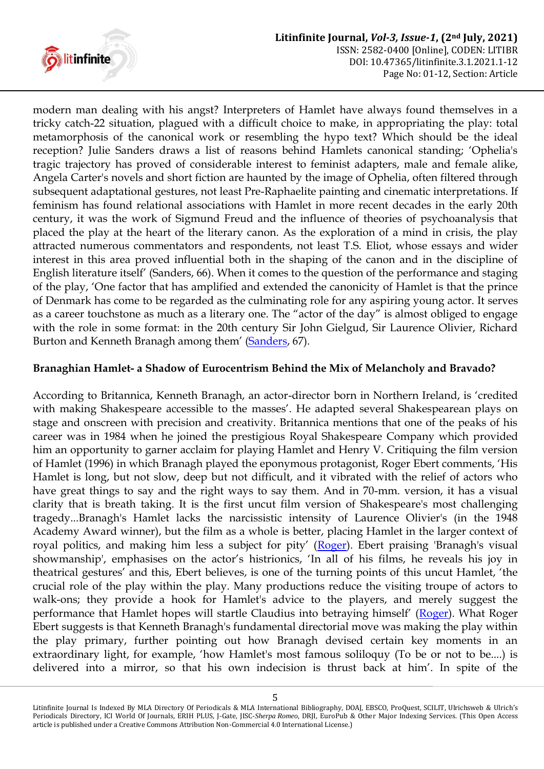modern man dealing with his angst? Interpreters of Hamlet have always found themselves in a tricky catch-22 situation, plagued with a difficult choice to make, in appropriating the play: total metamorphosis of the canonical work or resembling the hypo text? Which should be the ideal reception? Julie Sanders draws a list of reasons behind Hamlets canonical standing; 'Ophelia's tragic trajectory has proved of considerable interest to feminist adapters, male and female alike, Angela Carter's novels and short fiction are haunted by the image of Ophelia, often filtered through subsequent adaptational gestures, not least Pre-Raphaelite painting and cinematic interpretations. If feminism has found relational associations with Hamlet in more recent decades in the early 20th century, it was the work of Sigmund Freud and the influence of theories of psychoanalysis that placed the play at the heart of the literary canon. As the exploration of a mind in crisis, the play attracted numerous commentators and respondents, not least T.S. Eliot, whose essays and wider interest in this area proved influential both in the shaping of the canon and in the discipline of English literature itself' (Sanders, 66). When it comes to the question of the performance and staging of the play, 'One factor that has amplified and extended the canonicity of Hamlet is that the prince of Denmark has come to be regarded as the culminating role for any aspiring young actor. It serves as a career touchstone as much as a literary one. The "actor of the day" is almost obliged to engage with the role in some format: in the 20th century Sir John Gielgud, Sir Laurence Olivier, Richard Burton and Kenneth Branagh among them' (Sanders, 67).

### Branaghian Hamlet- a Shadow of Eurocentrism Behind the Mix of Melancholy and Bravado?

According to Britannica, Kenneth Branagh, an actor-director born in Northern Ireland, is 'credited with making Shakespeare accessible to the masses'. He adapted several Shakespearean plays on stage and onscreen with precision and creativity. Britannica mentions that one of the peaks of his career was in 1984 when he joined the prestigious Royal Shakespeare Company which provided him an opportunity to garner acclaim for playing Hamlet and Henry V. Critiquing the film version of Hamlet (1996) in which Branagh played the eponymous protagonist, Roger Ebert comments, 'His Hamlet is long, but not slow, deep but not difficult, and it vibrated with the relief of actors who have great things to say and the right ways to say them. And in 70-mm. version, it has a visual clarity that is breath taking. It is the first uncut film version of Shakespeare's most challenging tragedy...Branagh's Hamlet lacks the narcissistic intensity of Laurence Olivier's (in the 1948 Academy Award winner), but the film as a whole is better, placing Hamlet in the larger context of royal politics, and making him less a subject for pity' (Roger). Ebert praising 'Branagh's visual showmanship', emphasises on the actor's histrionics, 'In all of his films, he reveals his joy in theatrical gestures' and this, Ebert believes, is one of the turning points of this uncut Hamlet, 'the crucial role of the play within the play. Many productions reduce the visiting troupe of actors to walk-ons; they provide a hook for Hamlet's advice to the players, and merely suggest the performance that Hamlet hopes will startle Claudius into betraying himself' (Roger). What Roger Ebert suggests is that Kenneth Branagh's fundamental directorial move was making the play within the play primary, further pointing out how Branagh devised certain key moments in an extraordinary light, for example, 'how Hamlet's most famous soliloquy (To be or not to be....) is delivered into a mirror, so that his own indecision is thrust back at him'. In spite of the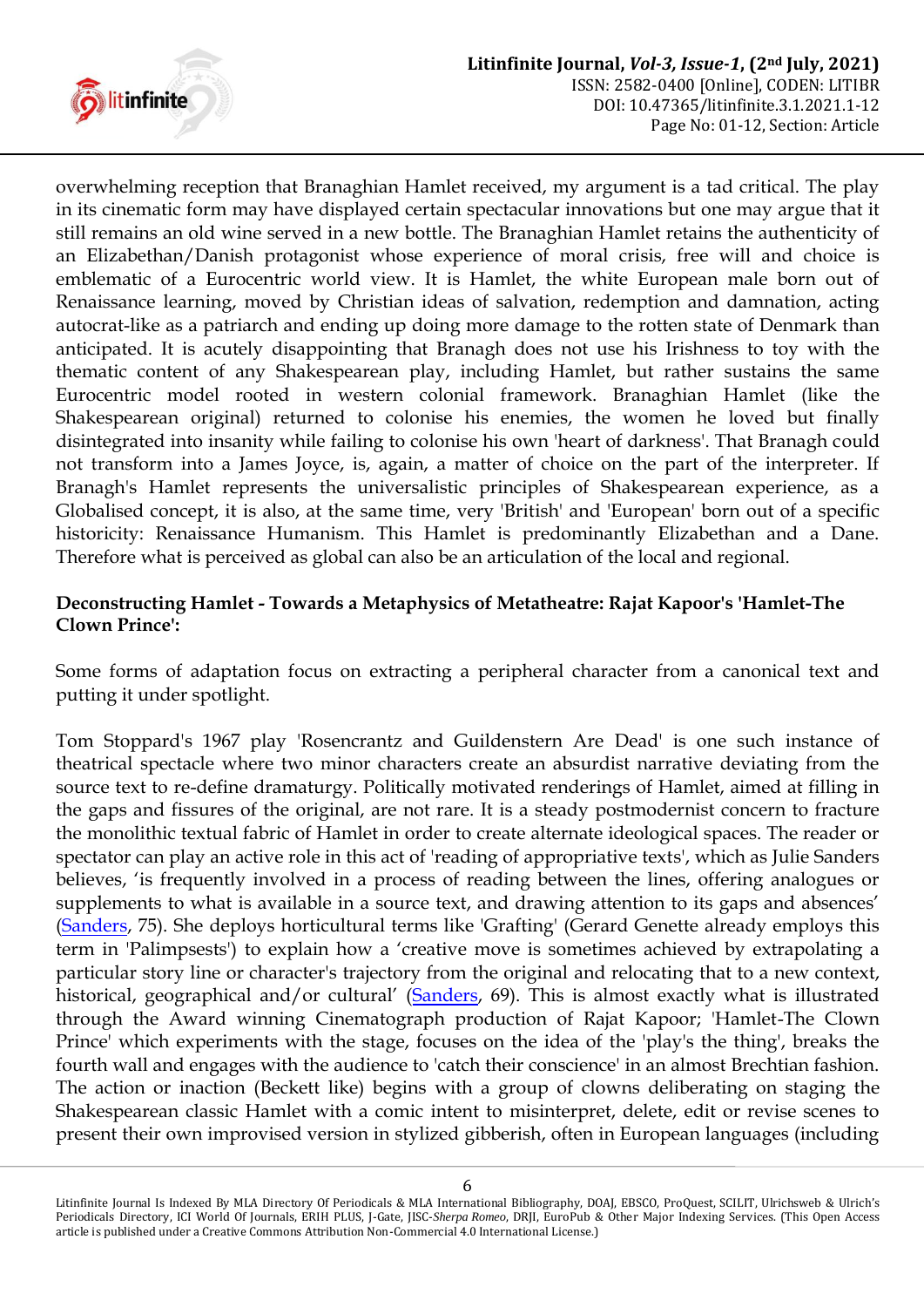overwhelming reception that Branaghian Hamlet received, my argument is a tad critical. The play in its cinematic form may have displayed certain spectacular innovations but one may argue that it still remains an old wine served in a new bottle. The Branaghian Hamlet retains the authenticity of an Elizabethan/Danish protagonist whose experience of moral crisis, free will and choice is emblematic of a Eurocentric world view. It is Hamlet, the white European male born out of Renaissance learning, moved by Christian ideas of salvation, redemption and damnation, acting autocrat-like as a patriarch and ending up doing more damage to the rotten state of Denmark than anticipated. It is acutely disappointing that Branagh does not use his Irishness to toy with the thematic content of any Shakespearean play, including Hamlet, but rather sustains the same Eurocentric model rooted in western colonial framework. Branaghian Hamlet (like the Shakespearean original) returned to colonise his enemies, the women he loved but finally disintegrated into insanity while failing to colonise his own 'heart of darkness'. That Branagh could not transform into a James Joyce, is, again, a matter of choice on the part of the interpreter. If Branagh's Hamlet represents the universalistic principles of Shakespearean experience, as a Globalised concept, it is also, at the same time, very 'British' and 'European' born out of a specific historicity: Renaissance Humanism. This Hamlet is predominantly Elizabethan and a Dane. Therefore what is perceived as global can also be an articulation of the local and regional.

**Deconstructing Hamlet - Towards a Metaphysics of Metatheatre: Rajat Kapoor's 'Hamlet-The Clown Prince':**

Some forms of adaptation focus on extracting a peripheral character from a canonical text and putting it under spotlight.

Tom Stoppard's 1967 play 'Rosencrantz and Guildenstern Are Dead' is one such instance of theatrical spectacle where two minor characters create an absurdist narrative deviating from the source text to re-define dramaturgy. Politically motivated renderings of Hamlet, aimed at filling in the gaps and fissures of the original, are not rare. It is a steady postmodernist concern to fracture the monolithic textual fabric of Hamlet in order to create alternate ideological spaces. The reader or spectator can play an active role in this act of 'reading of appropriative texts', which as Julie Sanders believes, 'is frequently involved in a process of reading between the lines, offering analogues or supplements to what is available in a source text, and drawing attention to its gaps and absences' (Sanders, 75). She deploys horticultural terms like 'Grafting' (Gerard Genette already employs this term in 'Palimpsests') to explain how a 'creative move is sometimes achieved by extrapolating a particular story line or character's trajectory from the original and relocating that to a new context, historical, geographical and/or cultural' (Sanders, 69). This is almost exactly what is illustrated through the Award winning Cinematograph production of Rajat Kapoor; 'Hamlet-The Clown Prince' which experiments with the stage, focuses on the idea of the 'play's the thing', breaks the fourth wall and engages with the audience to 'catch their conscience' in an almost Brechtian fashion. The action or inaction (Beckett like) begins with a group of clowns deliberating on staging the Shakespearean classic Hamlet with a comic intent to misinterpret, delete, edit or revise scenes to present their own improvised version in stylized gibberish, often in European languages (including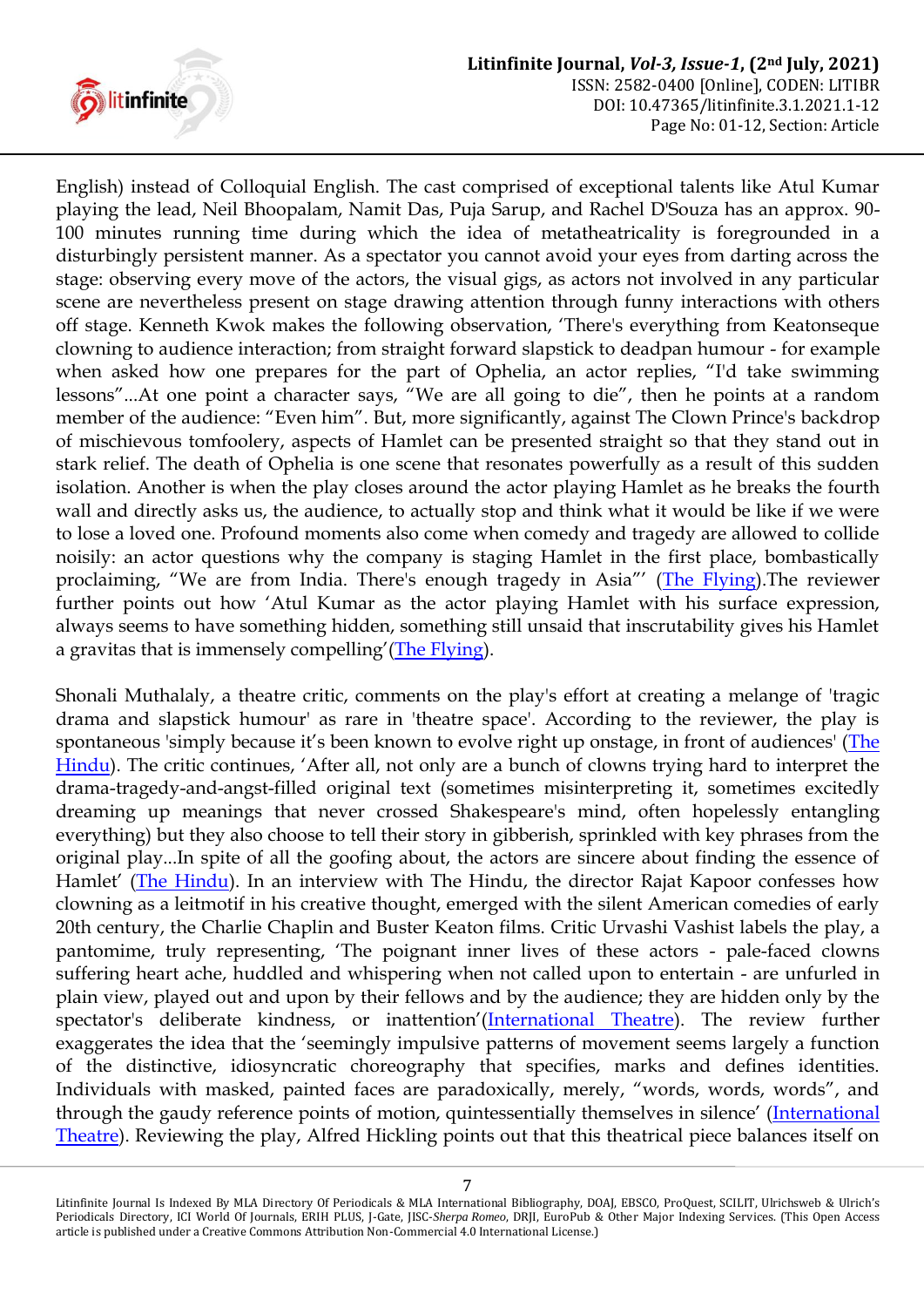English) instead of Colloquial English. The cast comprised of exceptional talents like Atul Kumar playing the lead, Neil Bhoopalam, Namit Das, Puja Sarup, and Rachel D'Souza has an approx. 90-100 minutes running time during which the idea of metatheatricality is foregrounded in a disturbingly persistent manner. As a spectator you cannot avoid your eyes from darting across the stage: observing every move of the actors, the visual gigs, as actors not involved in any particular scene are nevertheless present on stage drawing attention through funny interactions with others off stage. Kenneth Kwok makes the following observation, 'There's everything from Keatonseque clowning to audience interaction; from straight forward slapstick to deadpan humour - for example when asked how one prepares for the part of Ophelia, an actor replies, "I'd take swimming lessons"...At one point a character says, "We are all going to die", then he points at a random member of the audience: "Even him". But, more significantly, against The Clown Prince's backdrop of mischievous tomfoolery, aspects of Hamlet can be presented straight so that they stand out in stark relief. The death of Ophelia is one scene that resonates powerfully as a result of this sudden isolation. Another is when the play closes around the actor playing Hamlet as he breaks the fourth wall and directly asks us, the audience, to actually stop and think what it would be like if we were to lose a loved one. Profound moments also come when comedy and tragedy are allowed to collide noisily: an actor questions why the company is staging Hamlet in the first place, bombastically proclaiming, "We are from India. There's enough tragedy in Asia"' (The Flying).The reviewer further points out how 'Atul Kumar as the actor playing Hamlet with his surface expression, always seems to have something hidden, something still unsaid that inscrutability gives his Hamlet a gravitas that is immensely compelling'(The Flying).

Shonali Muthalaly, a theatre critic, comments on the play's effort at creating a melange of 'tragic drama and slapstick humour' as rare in 'theatre space'. According to the reviewer, the play is spontaneous 'simply because it's been known to evolve right up onstage, in front of audiences' (The Hindu). The critic continues, 'After all, not only are a bunch of clowns trying hard to interpret the drama-tragedy-and-angst-filled original text (sometimes misinterpreting it, sometimes excitedly dreaming up meanings that never crossed Shakespeare's mind, often hopelessly entangling everything) but they also choose to tell their story in gibberish, sprinkled with key phrases from the original play...In spite of all the goofing about, the actors are sincere about finding the essence of Hamlet' (The Hindu). In an interview with The Hindu, the director Rajat Kapoor confesses how clowning as a leitmotif in his creative thought, emerged with the silent American comedies of early 20th century, the Charlie Chaplin and Buster Keaton films. Critic Urvashi Vashist labels the play, a pantomime, truly representing, 'The poignant inner lives of these actors - pale-faced clowns suffering heart ache, huddled and whispering when not called upon to entertain - are unfurled in plain view, played out and upon by their fellows and by the audience; they are hidden only by the spectator's deliberate kindness, or inattention'(International Theatre). The review further exaggerates the idea that the 'seemingly impulsive patterns of movement seems largely a function of the distinctive, idiosyncratic choreography that specifies, marks and defines identities. Individuals with masked, painted faces are paradoxically, merely, "words, words, words", and through the gaudy reference points of motion, quintessentially themselves in silence' (International Theatre). Reviewing the play, Alfred Hickling points out that this theatrical piece balances itself on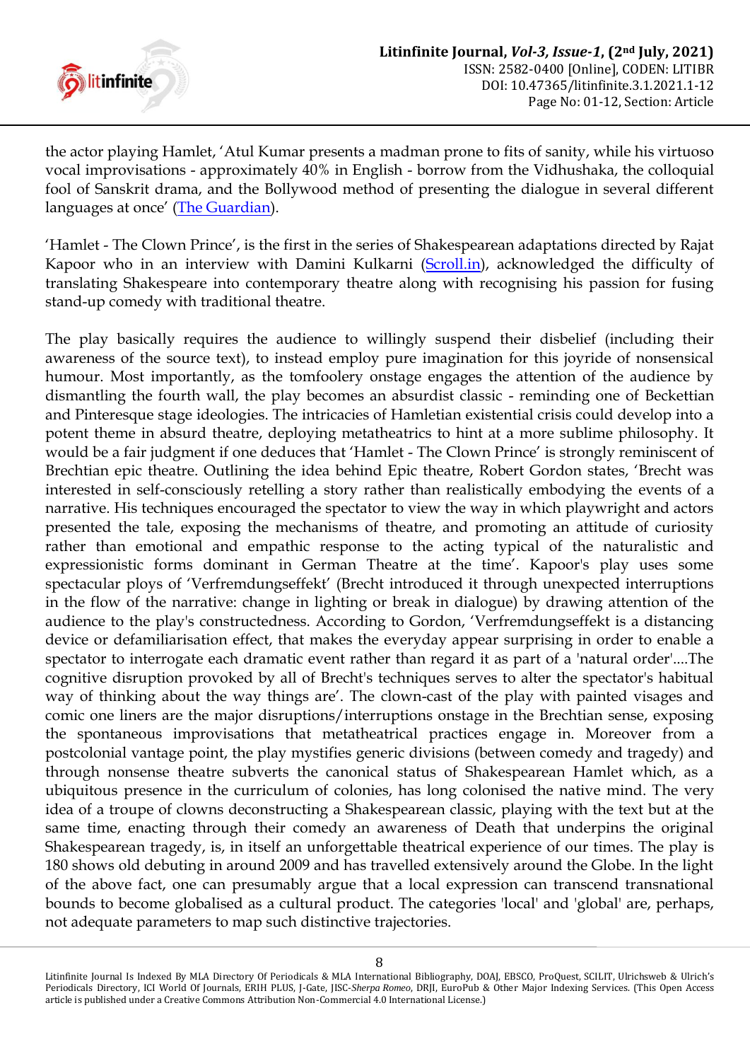the actor playing Hamlet, 'Atul Kumar presents a madman prone to fits of sanity, while his virtuoso vocal improvisations - approximately 40% in English - borrow from the Vidhushaka, the colloquial fool of Sanskrit drama, and the Bollywood method of presenting the dialogue in several different languages at once' (The Guardian).

'Hamlet - The Clown Prince', is the first in the series of Shakespearean adaptations directed by Rajat Kapoor who in an interview with Damini Kulkarni (Scroll.in), acknowledged the difficulty of translating Shakespeare into contemporary theatre along with recognising his passion for fusing stand-up comedy with traditional theatre.

The play basically requires the audience to willingly suspend their disbelief (including their awareness of the source text), to instead employ pure imagination for this joyride of nonsensical humour. Most importantly, as the tomfoolery onstage engages the attention of the audience by dismantling the fourth wall, the play becomes an absurdist classic - reminding one of Beckettian and Pinteresque stage ideologies. The intricacies of Hamletian existential crisis could develop into a potent theme in absurd theatre, deploying metatheatrics to hint at a more sublime philosophy. It would be a fair judgment if one deduces that 'Hamlet - The Clown Prince' is strongly reminiscent of Brechtian epic theatre. Outlining the idea behind Epic theatre, Robert Gordon states, 'Brecht was interested in self-consciously retelling a story rather than realistically embodying the events of a narrative. His techniques encouraged the spectator to view the way in which playwright and actors presented the tale, exposing the mechanisms of theatre, and promoting an attitude of curiosity rather than emotional and empathic response to the acting typical of the naturalistic and expressionistic forms dominant in German Theatre at the time'. Kapoor's play uses some spectacular ploys of 'Verfremdungseffekt' (Brecht introduced it through unexpected interruptions in the flow of the narrative: change in lighting or break in dialogue) by drawing attention of the audience to the play's constructedness. According to Gordon, 'Verfremdungseffekt is a distancing device or defamiliarisation effect, that makes the everyday appear surprising in order to enable a spectator to interrogate each dramatic event rather than regard it as part of a 'natural order'....The cognitive disruption provoked by all of Brecht's techniques serves to alter the spectator's habitual way of thinking about the way things are'. The clown-cast of the play with painted visages and comic one liners are the major disruptions/interruptions onstage in the Brechtian sense, exposing the spontaneous improvisations that metatheatrical practices engage in. Moreover from a postcolonial vantage point, the play mystifies generic divisions (between comedy and tragedy) and through nonsense theatre subverts the canonical status of Shakespearean Hamlet which, as a ubiquitous presence in the curriculum of colonies, has long colonised the native mind. The very idea of a troupe of clowns deconstructing a Shakespearean classic, playing with the text but at the same time, enacting through their comedy an awareness of Death that underpins the original Shakespearean tragedy, is, in itself an unforgettable theatrical experience of our times. The play is 180 shows old debuting in around 2009 and has travelled extensively around the Globe. In the light of the above fact, one can presumably argue that a local expression can transcend transnational bounds to become globalised as a cultural product. The categories 'local' and 'global' are, perhaps, not adequate parameters to map such distinctive trajectories.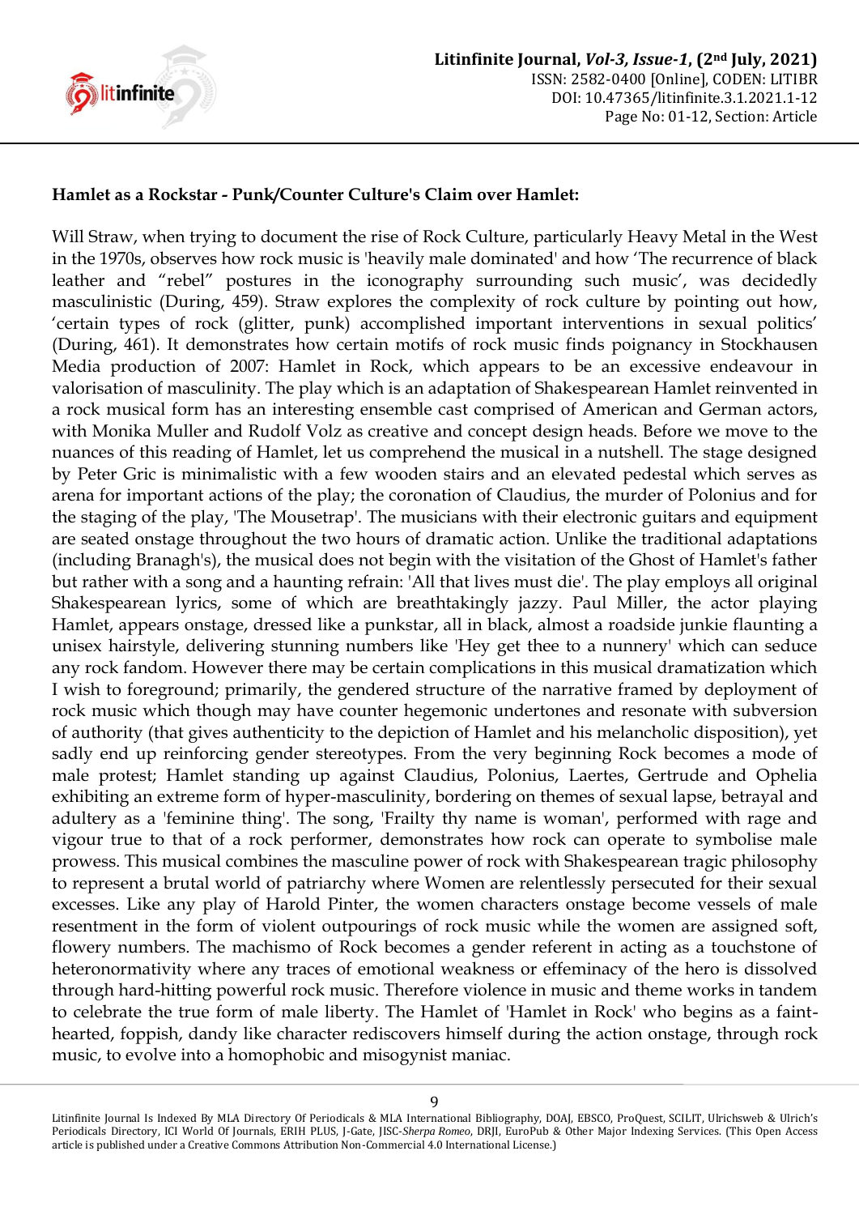**Hamlet as a Rockstar - Punk/Counter Culture's Claim over Hamlet:**

Will Straw, when trying to document the rise of Rock Culture, particularly Heavy Metal in the West in the 1970s, observes how rock music is 'heavily male dominated' and how 'The recurrence of black leather and "rebel" postures in the iconography surrounding such music', was decidedly masculinistic (During, 459). Straw explores the complexity of rock culture by pointing out how, 'certain types of rock (glitter, punk) accomplished important interventions in sexual politics' (During, 461). It demonstrates how certain motifs of rock music finds poignancy in Stockhausen Media production of 2007: Hamlet in Rock, which appears to be an excessive endeavour in valorisation of masculinity. The play which is an adaptation of Shakespearean Hamlet reinvented in a rock musical form has an interesting ensemble cast comprised of American and German actors, with Monika Muller and Rudolf Volz as creative and concept design heads. Before we move to the nuances of this reading of Hamlet, let us comprehend the musical in a nutshell. The stage designed by Peter Gric is minimalistic with a few wooden stairs and an elevated pedestal which serves as arena for important actions of the play; the coronation of Claudius, the murder of Polonius and for the staging of the play, 'The Mousetrap'. The musicians with their electronic guitars and equipment are seated onstage throughout the two hours of dramatic action. Unlike the traditional adaptations (including Branagh's), the musical does not begin with the visitation of the Ghost of Hamlet's father but rather with a song and a haunting refrain: 'All that lives must die'. The play employs all original Shakespearean lyrics, some of which are breathtakingly jazzy. Paul Miller, the actor playing Hamlet, appears onstage, dressed like a punkstar, all in black, almost a roadside junkie flaunting a unisex hairstyle, delivering stunning numbers like 'Hey get thee to a nunnery' which can seduce any rock fandom. However there may be certain complications in this musical dramatization which I wish to foreground; primarily, the gendered structure of the narrative framed by deployment of rock music which though may have counter hegemonic undertones and resonate with subversion of authority (that gives authenticity to the depiction of Hamlet and his melancholic disposition), yet sadly end up reinforcing gender stereotypes. From the very beginning Rock becomes a mode of male protest; Hamlet standing up against Claudius, Polonius, Laertes, Gertrude and Ophelia exhibiting an extreme form of hyper-masculinity, bordering on themes of sexual lapse, betrayal and adultery as a 'feminine thing'. The song, 'Frailty thy name is woman', performed with rage and vigour true to that of a rock performer, demonstrates how rock can operate to symbolise male prowess. This musical combines the masculine power of rock with Shakespearean tragic philosophy to represent a brutal world of patriarchy where Women are relentlessly persecuted for their sexual excesses. Like any play of Harold Pinter, the women characters onstage become vessels of male resentment in the form of violent outpourings of rock music while the women are assigned soft, flowery numbers. The machismo of Rock becomes a gender referent in acting as a touchstone of heteronormativity where any traces of emotional weakness or effeminacy of the hero is dissolved through hard-hitting powerful rock music. Therefore violence in music and theme works in tandem to celebrate the true form of male liberty. The Hamlet of 'Hamlet in Rock' who begins as a faint-hearted, foppish, dandy like character rediscovers himself during the action onstage, through rock music, to evolve into a homophobic and misogynist maniac.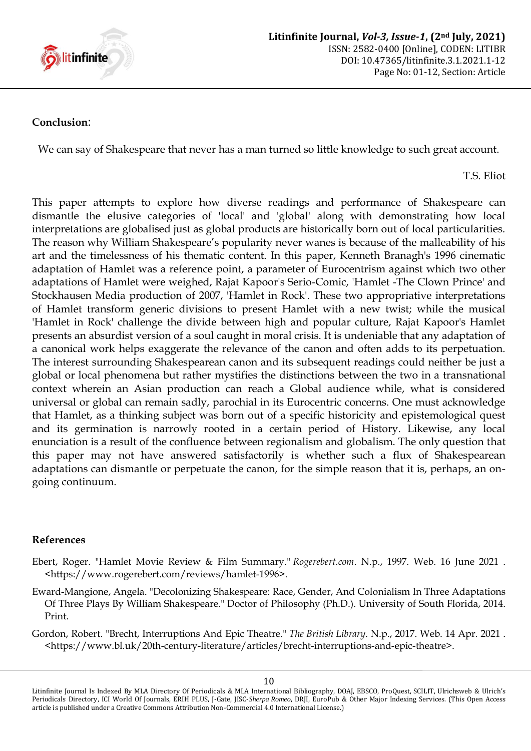## Conclusion:

We can say of Shakespeare that never has a man turned so little knowledge to such great account.

T.S. Eliot

This paper attempts to explore how diverse readings and performance of Shakespeare can dismantle the elusive categories of 'local' and 'global' along with demonstrating how local interpretations are globalised just as global products are historically born out of local particularities. The reason why William Shakespeare's popularity never wanes is because of the malleability of his art and the timelessness of his thematic content. In this paper, Kenneth Branagh's 1996 cinematic adaptation of Hamlet was a reference point, a parameter of Eurocentrism against which two other adaptations of Hamlet were weighed, Rajat Kapoor's Serio-Comic, 'Hamlet -The Clown Prince' and Stockhausen Media production of 2007, 'Hamlet in Rock'. These two appropriative interpretations of Hamlet transform generic divisions to present Hamlet with a new twist; while the musical 'Hamlet in Rock' challenge the divide between high and popular culture, Rajat Kapoor's Hamlet presents an absurdist version of a soul caught in moral crisis. It is undeniable that any adaptation of a canonical work helps exaggerate the relevance of the canon and often adds to its perpetuation. The interest surrounding Shakespearean canon and its subsequent readings could neither be just a global or local phenomena but rather mystifies the distinctions between the two in a transnational context wherein an Asian production can reach a Global audience while, what is considered universal or global can remain sadly, parochial in its Eurocentric concerns. One must acknowledge that Hamlet, as a thinking subject was born out of a specific historicity and epistemological quest and its germination is narrowly rooted in a certain period of History. Likewise, any local enunciation is a result of the confluence between regionalism and globalism. The only question that this paper may not have answered satisfactorily is whether such a flux of Shakespearean adaptations can dismantle or perpetuate the canon, for the simple reason that it is, perhaps, an on-going continuum.

## References

Ebert, Roger. "Hamlet Movie Review & Film Summary." *Rogerebert.com*. N.p., 1997. Web. 16 June 2021 . <https://www.rogerebert.com/reviews/hamlet-1996>.

Eward-Mangione, Angela. "Decolonizing Shakespeare: Race, Gender, And Colonialism In Three Adaptations Of Three Plays By William Shakespeare." Doctor of Philosophy (Ph.D.). University of South Florida, 2014. Print.

Gordon, Robert. "Brecht, Interruptions And Epic Theatre." *The British Library*. N.p., 2017. Web. 14 Apr. 2021 . <https://www.bl.uk/20th-century-literature/articles/brecht-interruptions-and-epic-theatre>.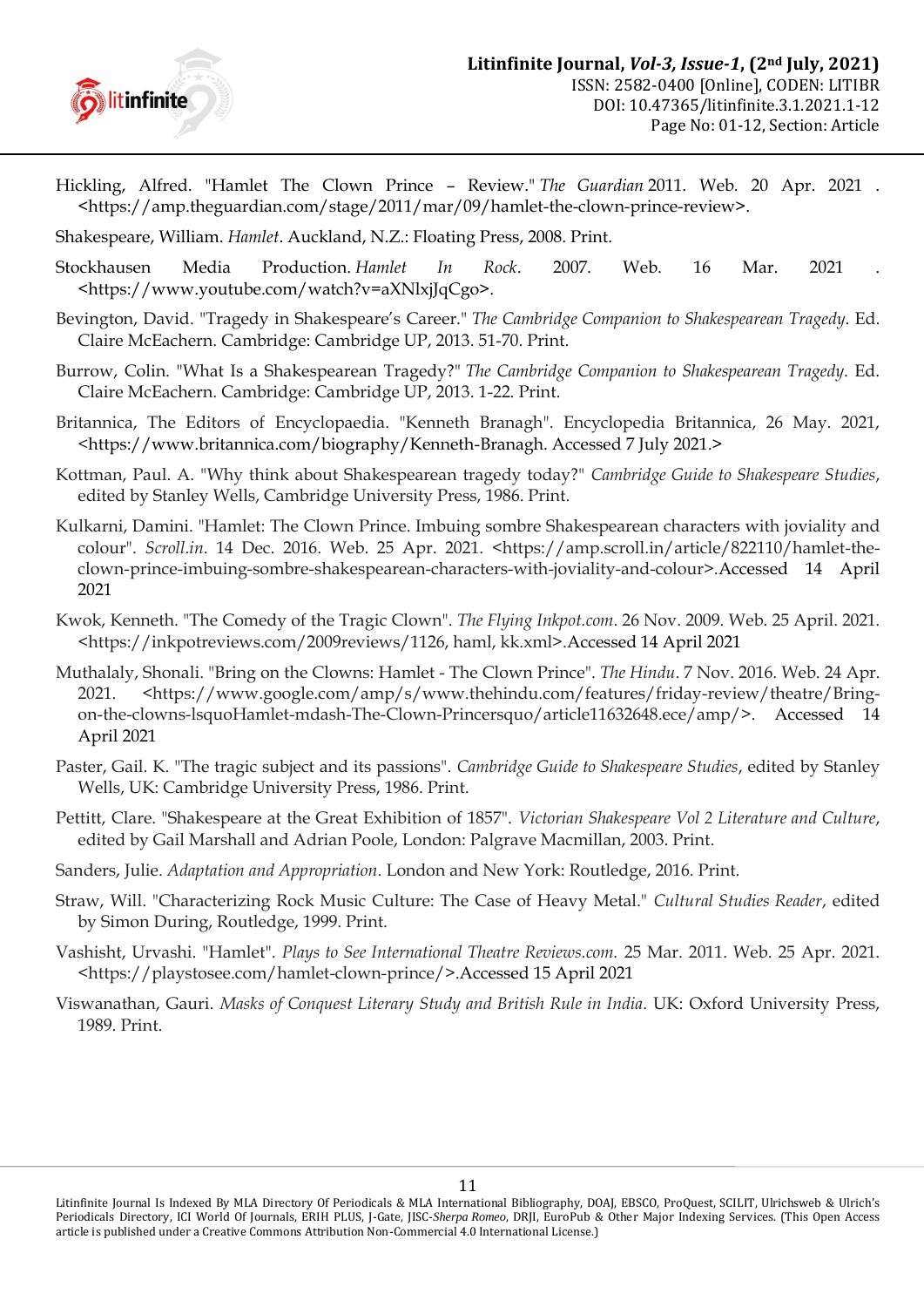Hickling, Alfred. "Hamlet The Clown Prince – Review." *The Guardian* 2011. Web. 20 Apr. 2021 . <https://amp.theguardian.com/stage/2011/mar/09/hamlet-the-clown-prince-review>.

Shakespeare, William. *Hamlet*. Auckland, N.Z.: Floating Press, 2008. Print.

Stockhausen Media Production. *Hamlet In Rock*. 2007. Web. 16 Mar. 2021 . <https://www.youtube.com/watch?v=aXNlxjJqCgo>.

Bevington, David. "Tragedy in Shakespeare's Career." *The Cambridge Companion to Shakespearean Tragedy*. Ed. Claire McEachern. Cambridge: Cambridge UP, 2013. 51-70. Print.

Burrow, Colin. "What Is a Shakespearean Tragedy?" *The Cambridge Companion to Shakespearean Tragedy*. Ed. Claire McEachern. Cambridge: Cambridge UP, 2013. 1-22. Print.

Britannica, The Editors of Encyclopaedia. "Kenneth Branagh". Encyclopedia Britannica, 26 May. 2021, <https://www.britannica.com/biography/Kenneth-Branagh. Accessed 7 July 2021.>

Kottman, Paul. A. "Why think about Shakespearean tragedy today?" *Cambridge Guide to Shakespeare Studies*, edited by Stanley Wells, Cambridge University Press, 1986. Print.

Kulkarni, Damini. "Hamlet: The Clown Prince. Imbuing sombre Shakespearean characters with joviality and colour". *Scroll.in*. 14 Dec. 2016. Web. 25 Apr. 2021. <https://amp.scroll.in/article/822110/hamlet-the-clown-prince-imbuing-sombre-shakespearean-characters-with-joviality-and-colour>.Accessed 14 April 2021

Kwok, Kenneth. "The Comedy of the Tragic Clown". *The Flying Inkpot.com*. 26 Nov. 2009. Web. 25 April. 2021. <https://inkpotreviews.com/2009reviews/1126, haml, kk.xml>.Accessed 14 April 2021

Muthalaly, Shonali. "Bring on the Clowns: Hamlet - The Clown Prince". *The Hindu*. 7 Nov. 2016. Web. 24 Apr. 2021. <https://www.google.com/amp/s/www.thehindu.com/features/friday-review/theatre/Bring-on-the-clowns-lsquoHamlet-mdash-The-Clown-Princersquo/article11632648.ece/amp/>. Accessed 14 April 2021

Paster, Gail. K. "The tragic subject and its passions". *Cambridge Guide to Shakespeare Studies*, edited by Stanley Wells, UK: Cambridge University Press, 1986. Print.

Pettitt, Clare. "Shakespeare at the Great Exhibition of 1857". *Victorian Shakespeare Vol 2 Literature and Culture*, edited by Gail Marshall and Adrian Poole, London: Palgrave Macmillan, 2003. Print.

Sanders, Julie. *Adaptation and Appropriation*. London and New York: Routledge, 2016. Print.

Straw, Will. "Characterizing Rock Music Culture: The Case of Heavy Metal." *Cultural Studies Reader*, edited by Simon During, Routledge, 1999. Print.

Vashisht, Urvashi. "Hamlet". *Plays to See International Theatre Reviews.com.* 25 Mar. 2011. Web. 25 Apr. 2021. <https://playstosee.com/hamlet-clown-prince/>.Accessed 15 April 2021

Viswanathan, Gauri. *Masks of Conquest Literary Study and British Rule in India*. UK: Oxford University Press, 1989. Print.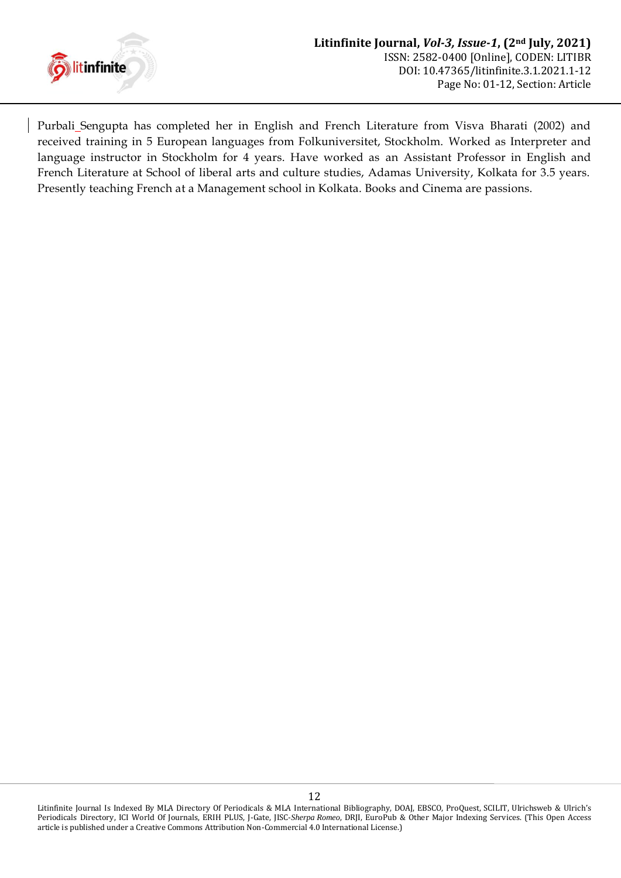Purbali Sengupta has completed her in English and French Literature from Visva Bharati (2002) and received training in 5 European languages from Folkuniversitet, Stockholm. Worked as Interpreter and language instructor in Stockholm for 4 years. Have worked as an Assistant Professor in English and French Literature at School of liberal arts and culture studies, Adamas University, Kolkata for 3.5 years. Presently teaching French at a Management school in Kolkata. Books and Cinema are passions.